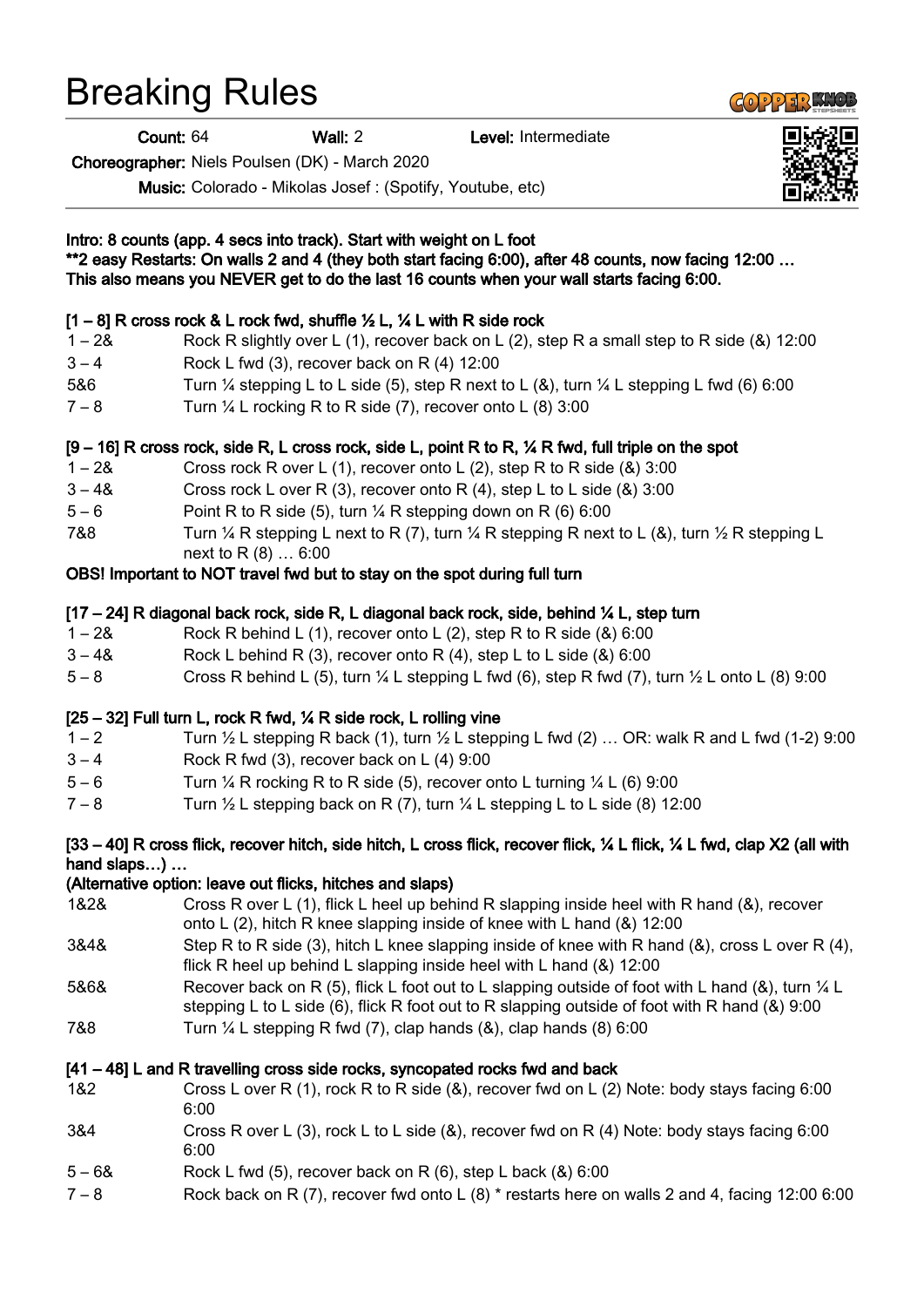# Breaking Rules

**Count:** 64 **Wall:** 2 **Level:** Intermediate

**Choreographer:** Niels Poulsen (DK) - March 2020

**Music:** Colorado - Mikolas Josef : (Spotify, Youtube, etc)

**Intro: 8 counts (app. 4 secs into track). Start with weight on L foot**
**\*\*2 easy Restarts: On walls 2 and 4 (they both start facing 6:00), after 48 counts, now facing 12:00 …**
**This also means you NEVER get to do the last 16 counts when your wall starts facing 6:00.**

**[1 – 8] R cross rock & L rock fwd, shuffle ½ L, ¼ L with R side rock**

| | |
|---|---|
| 1 – 2& | Rock R slightly over L (1), recover back on L (2), step R a small step to R side (&) 12:00 |
| 3 – 4 | Rock L fwd (3), recover back on R (4) 12:00 |
| 5&6 | Turn ¼ stepping L to L side (5), step R next to L (&), turn ¼ L stepping L fwd (6) 6:00 |
| 7 – 8 | Turn ¼ L rocking R to R side (7), recover onto L (8) 3:00 |

**[9 – 16] R cross rock, side R, L cross rock, side L, point R to R, ¼ R fwd, full triple on the spot**

| | |
|---|---|
| 1 – 2& | Cross rock R over L (1), recover onto L (2), step R to R side (&) 3:00 |
| 3 – 4& | Cross rock L over R (3), recover onto R (4), step L to L side (&) 3:00 |
| 5 – 6 | Point R to R side (5), turn ¼ R stepping down on R (6) 6:00 |
| 7&8 | Turn ¼ R stepping L next to R (7), turn ¼ R stepping R next to L (&), turn ½ R stepping L next to R (8) … 6:00 |

**OBS! Important to NOT travel fwd but to stay on the spot during full turn**

**[17 – 24] R diagonal back rock, side R, L diagonal back rock, side, behind ¼ L, step turn**

| | |
|---|---|
| 1 – 2& | Rock R behind L (1), recover onto L (2), step R to R side (&) 6:00 |
| 3 – 4& | Rock L behind R (3), recover onto R (4), step L to L side (&) 6:00 |
| 5 – 8 | Cross R behind L (5), turn ¼ L stepping L fwd (6), step R fwd (7), turn ½ L onto L (8) 9:00 |

**[25 – 32] Full turn L, rock R fwd, ¼ R side rock, L rolling vine**

| | |
|---|---|
| 1 – 2 | Turn ½ L stepping R back (1), turn ½ L stepping L fwd (2) … OR: walk R and L fwd (1-2) 9:00 |
| 3 – 4 | Rock R fwd (3), recover back on L (4) 9:00 |
| 5 – 6 | Turn ¼ R rocking R to R side (5), recover onto L turning ¼ L (6) 9:00 |
| 7 – 8 | Turn ½ L stepping back on R (7), turn ¼ L stepping L to L side (8) 12:00 |

**[33 – 40] R cross flick, recover hitch, side hitch, L cross flick, recover flick, ¼ L flick, ¼ L fwd, clap X2 (all with hand slaps…) …**
**(Alternative option: leave out flicks, hitches and slaps)**

| | |
|---|---|
| 1&2& | Cross R over L (1), flick L heel up behind R slapping inside heel with R hand (&), recover onto L (2), hitch R knee slapping inside of knee with L hand (&) 12:00 |
| 3&4& | Step R to R side (3), hitch L knee slapping inside of knee with R hand (&), cross L over R (4), flick R heel up behind L slapping inside heel with L hand (&) 12:00 |
| 5&6& | Recover back on R (5), flick L foot out to L slapping outside of foot with L hand (&), turn ¼ L stepping L to L side (6), flick R foot out to R slapping outside of foot with R hand (&) 9:00 |
| 7&8 | Turn ¼ L stepping R fwd (7), clap hands (&), clap hands (8) 6:00 |

**[41 – 48] L and R travelling cross side rocks, syncopated rocks fwd and back**

| | |
|---|---|
| 1&2 | Cross L over R (1), rock R to R side (&), recover fwd on L (2) Note: body stays facing 6:00 6:00 |
| 3&4 | Cross R over L (3), rock L to L side (&), recover fwd on R (4) Note: body stays facing 6:00 6:00 |
| 5 – 6& | Rock L fwd (5), recover back on R (6), step L back (&) 6:00 |
| 7 – 8 | Rock back on R (7), recover fwd onto L (8) * restarts here on walls 2 and 4, facing 12:00 6:00 |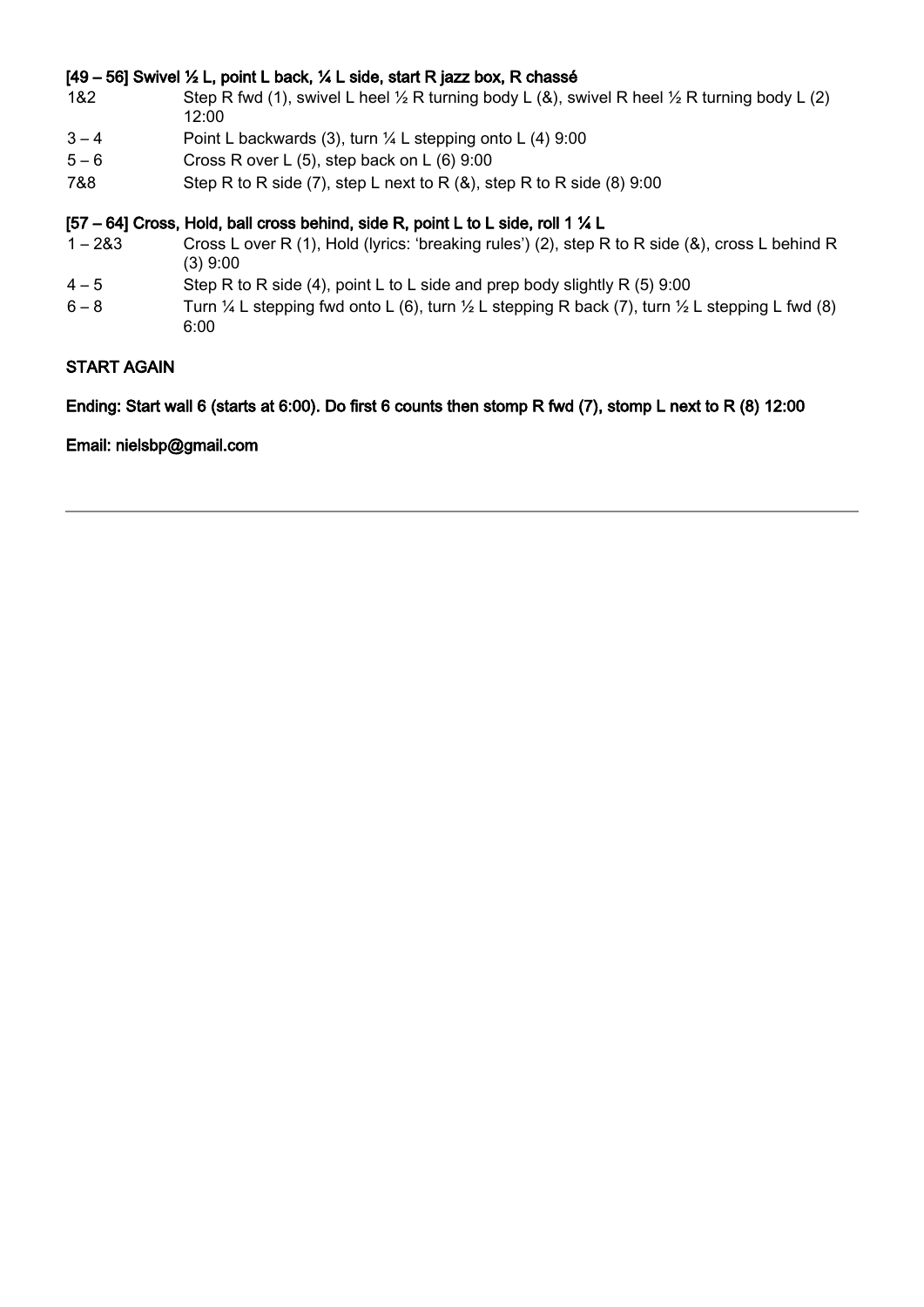### [49 – 56] Swivel ½ L, point L back, ¼ L side, start R jazz box, R chassé

| | |
|---|---|
| 1&2 | Step R fwd (1), swivel L heel ½ R turning body L (&), swivel R heel ½ R turning body L (2) 12:00 |
| 3 – 4 | Point L backwards (3), turn ¼ L stepping onto L (4) 9:00 |
| 5 – 6 | Cross R over L (5), step back on L (6) 9:00 |
| 7&8 | Step R to R side (7), step L next to R (&), step R to R side (8) 9:00 |

### [57 – 64] Cross, Hold, ball cross behind, side R, point L to L side, roll 1 ¼ L

| | |
|---|---|
| 1 – 2&3 | Cross L over R (1), Hold (lyrics: 'breaking rules') (2), step R to R side (&), cross L behind R (3) 9:00 |
| 4 – 5 | Step R to R side (4), point L to L side and prep body slightly R (5) 9:00 |
| 6 – 8 | Turn ¼ L stepping fwd onto L (6), turn ½ L stepping R back (7), turn ½ L stepping L fwd (8) 6:00 |

**START AGAIN**

**Ending: Start wall 6 (starts at 6:00). Do first 6 counts then stomp R fwd (7), stomp L next to R (8) 12:00**

**Email: nielsbp@gmail.com**